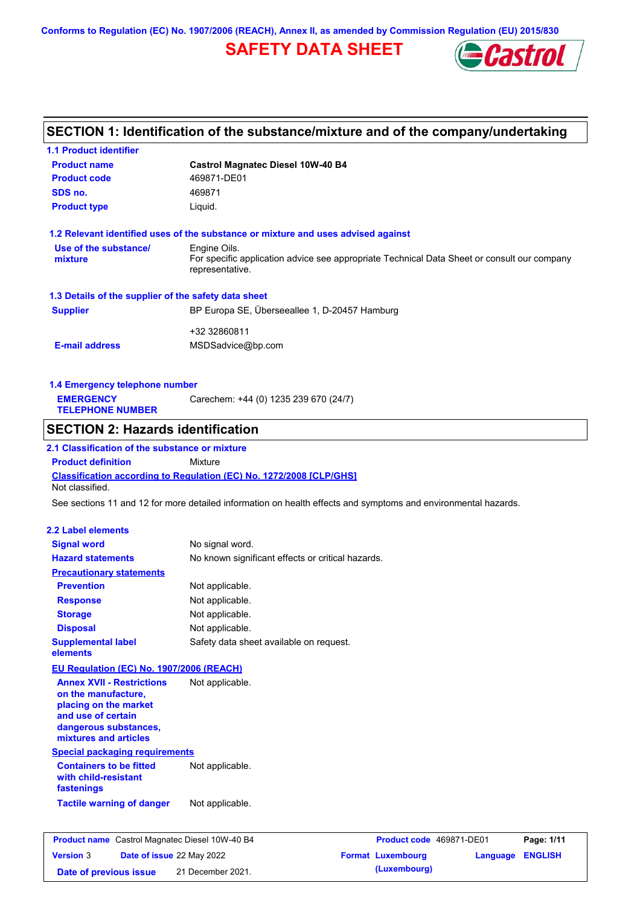Conforms to Regulation (EC) No. 1907/2006 (REACH), Annex II, as amended by Commission Regulation (EU) 2015/830

# SAFETY DATA SHEET

## SECTION 1: Identification of the substance/mixture and of the company/undertaking

### 1.1 Product identifier

| | |
|---|---|
| **Product name** | **Castrol Magnatec Diesel 10W-40 B4** |
| **Product code** | 469871-DE01 |
| **SDS no.** | 469871 |
| **Product type** | Liquid. |

### 1.2 Relevant identified uses of the substance or mixture and uses advised against

| | |
|---|---|
| **Use of the substance/ mixture** | Engine Oils. For specific application advice see appropriate Technical Data Sheet or consult our company representative. |

### 1.3 Details of the supplier of the safety data sheet

| | |
|---|---|
| **Supplier** | BP Europa SE, Überseeallee 1, D-20457 Hamburg<br><br>+32 32860811 |
| **E-mail address** | MSDSadvice@bp.com |

### 1.4 Emergency telephone number

| | |
|---|---|
| **EMERGENCY TELEPHONE NUMBER** | Carechem: +44 (0) 1235 239 670 (24/7) |

## SECTION 2: Hazards identification

### 2.1 Classification of the substance or mixture

**Product definition** Mixture

**Classification according to Regulation (EC) No. 1272/2008 [CLP/GHS]**

Not classified.

See sections 11 and 12 for more detailed information on health effects and symptoms and environmental hazards.

### 2.2 Label elements

| | |
|---|---|
| **Signal word** | No signal word. |
| **Hazard statements** | No known significant effects or critical hazards. |
| **Precautionary statements** | |
| **Prevention** | Not applicable. |
| **Response** | Not applicable. |
| **Storage** | Not applicable. |
| **Disposal** | Not applicable. |
| **Supplemental label elements** | Safety data sheet available on request. |

**EU Regulation (EC) No. 1907/2006 (REACH)**

| | |
|---|---|
| **Annex XVII - Restrictions on the manufacture, placing on the market and use of certain dangerous substances, mixtures and articles** | Not applicable. |

**Special packaging requirements**

| | |
|---|---|
| **Containers to be fitted with child-resistant fastenings** | Not applicable. |
| **Tactile warning of danger** | Not applicable. |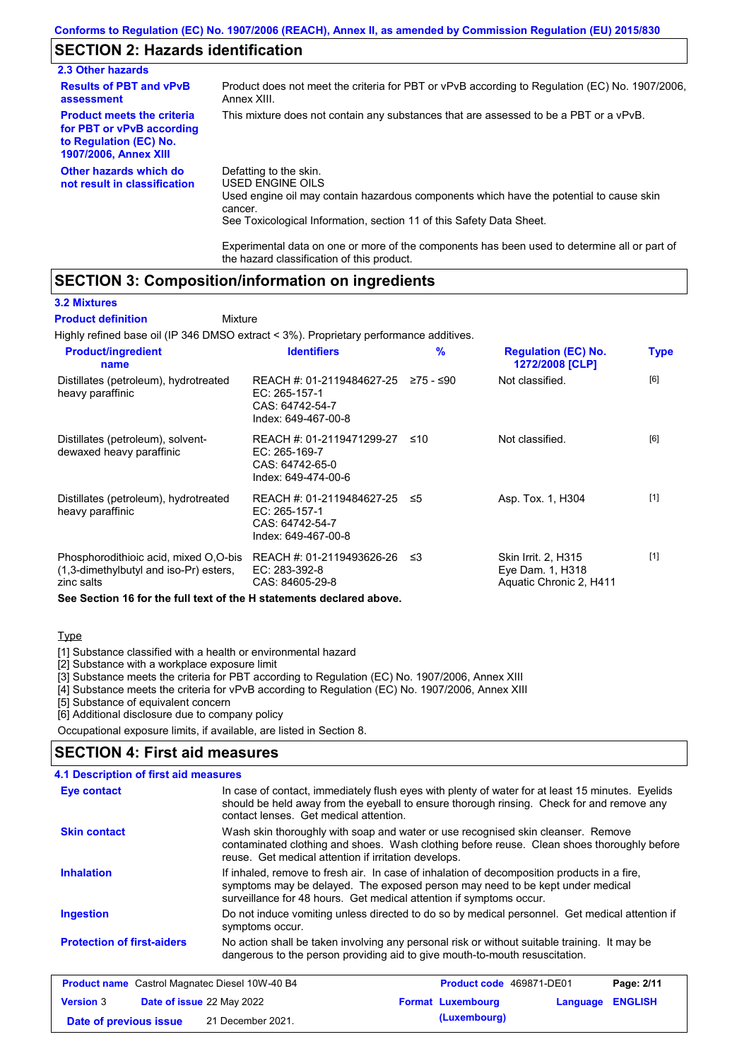## SECTION 2: Hazards identification

### 2.3 Other hazards

**Results of PBT and vPvB assessment**: Product does not meet the criteria for PBT or vPvB according to Regulation (EC) No. 1907/2006, Annex XIII.

**Product meets the criteria for PBT or vPvB according to Regulation (EC) No. 1907/2006, Annex XIII**: This mixture does not contain any substances that are assessed to be a PBT or a vPvB.

**Other hazards which do not result in classification**: Defatting to the skin.
USED ENGINE OILS
Used engine oil may contain hazardous components which have the potential to cause skin cancer.
See Toxicological Information, section 11 of this Safety Data Sheet.

Experimental data on one or more of the components has been used to determine all or part of the hazard classification of this product.

## SECTION 3: Composition/information on ingredients

### 3.2 Mixtures

**Product definition**: Mixture

Highly refined base oil (IP 346 DMSO extract < 3%). Proprietary performance additives.

| Product/ingredient name | Identifiers | % | Regulation (EC) No. 1272/2008 [CLP] | Type |
|---|---|---|---|---|
| Distillates (petroleum), hydrotreated heavy paraffinic | REACH #: 01-2119484627-25<br>EC: 265-157-1<br>CAS: 64742-54-7<br>Index: 649-467-00-8 | ≥75 - ≤90 | Not classified. | [6] |
| Distillates (petroleum), solvent-dewaxed heavy paraffinic | REACH #: 01-2119471299-27<br>EC: 265-169-7<br>CAS: 64742-65-0<br>Index: 649-474-00-6 | ≤10 | Not classified. | [6] |
| Distillates (petroleum), hydrotreated heavy paraffinic | REACH #: 01-2119484627-25<br>EC: 265-157-1<br>CAS: 64742-54-7<br>Index: 649-467-00-8 | ≤5 | Asp. Tox. 1, H304 | [1] |
| Phosphorodithioic acid, mixed O,O-bis (1,3-dimethylbutyl and iso-Pr) esters, zinc salts | REACH #: 01-2119493626-26<br>EC: 283-392-8<br>CAS: 84605-29-8 | ≤3 | Skin Irrit. 2, H315<br>Eye Dam. 1, H318<br>Aquatic Chronic 2, H411 | [1] |

**See Section 16 for the full text of the H statements declared above.**

Type

[1] Substance classified with a health or environmental hazard
[2] Substance with a workplace exposure limit
[3] Substance meets the criteria for PBT according to Regulation (EC) No. 1907/2006, Annex XIII
[4] Substance meets the criteria for vPvB according to Regulation (EC) No. 1907/2006, Annex XIII
[5] Substance of equivalent concern
[6] Additional disclosure due to company policy

Occupational exposure limits, if available, are listed in Section 8.

## SECTION 4: First aid measures

### 4.1 Description of first aid measures

**Eye contact**: In case of contact, immediately flush eyes with plenty of water for at least 15 minutes. Eyelids should be held away from the eyeball to ensure thorough rinsing. Check for and remove any contact lenses. Get medical attention.

**Skin contact**: Wash skin thoroughly with soap and water or use recognised skin cleanser. Remove contaminated clothing and shoes. Wash clothing before reuse. Clean shoes thoroughly before reuse. Get medical attention if irritation develops.

**Inhalation**: If inhaled, remove to fresh air. In case of inhalation of decomposition products in a fire, symptoms may be delayed. The exposed person may need to be kept under medical surveillance for 48 hours. Get medical attention if symptoms occur.

**Ingestion**: Do not induce vomiting unless directed to do so by medical personnel. Get medical attention if symptoms occur.

**Protection of first-aiders**: No action shall be taken involving any personal risk or without suitable training. It may be dangerous to the person providing aid to give mouth-to-mouth resuscitation.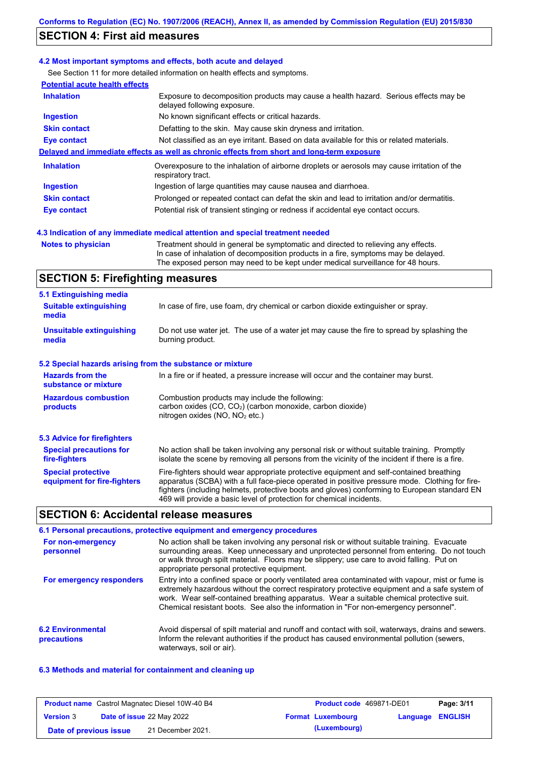## SECTION 4: First aid measures

### 4.2 Most important symptoms and effects, both acute and delayed

See Section 11 for more detailed information on health effects and symptoms.

**Potential acute health effects**

| | |
|---|---|
| **Inhalation** | Exposure to decomposition products may cause a health hazard. Serious effects may be delayed following exposure. |
| **Ingestion** | No known significant effects or critical hazards. |
| **Skin contact** | Defatting to the skin. May cause skin dryness and irritation. |
| **Eye contact** | Not classified as an eye irritant. Based on data available for this or related materials. |

**Delayed and immediate effects as well as chronic effects from short and long-term exposure**

| | |
|---|---|
| **Inhalation** | Overexposure to the inhalation of airborne droplets or aerosols may cause irritation of the respiratory tract. |
| **Ingestion** | Ingestion of large quantities may cause nausea and diarrhoea. |
| **Skin contact** | Prolonged or repeated contact can defat the skin and lead to irritation and/or dermatitis. |
| **Eye contact** | Potential risk of transient stinging or redness if accidental eye contact occurs. |

### 4.3 Indication of any immediate medical attention and special treatment needed

| | |
|---|---|
| **Notes to physician** | Treatment should in general be symptomatic and directed to relieving any effects. In case of inhalation of decomposition products in a fire, symptoms may be delayed. The exposed person may need to be kept under medical surveillance for 48 hours. |

## SECTION 5: Firefighting measures

### 5.1 Extinguishing media

| | |
|---|---|
| **Suitable extinguishing media** | In case of fire, use foam, dry chemical or carbon dioxide extinguisher or spray. |
| **Unsuitable extinguishing media** | Do not use water jet. The use of a water jet may cause the fire to spread by splashing the burning product. |

### 5.2 Special hazards arising from the substance or mixture

| | |
|---|---|
| **Hazards from the substance or mixture** | In a fire or if heated, a pressure increase will occur and the container may burst. |
| **Hazardous combustion products** | Combustion products may include the following: carbon oxides (CO, $CO_2$) (carbon monoxide, carbon dioxide) nitrogen oxides (NO, $NO_2$ etc.) |

### 5.3 Advice for firefighters

| | |
|---|---|
| **Special precautions for fire-fighters** | No action shall be taken involving any personal risk or without suitable training. Promptly isolate the scene by removing all persons from the vicinity of the incident if there is a fire. |
| **Special protective equipment for fire-fighters** | Fire-fighters should wear appropriate protective equipment and self-contained breathing apparatus (SCBA) with a full face-piece operated in positive pressure mode. Clothing for fire-fighters (including helmets, protective boots and gloves) conforming to European standard EN 469 will provide a basic level of protection for chemical incidents. |

## SECTION 6: Accidental release measures

### 6.1 Personal precautions, protective equipment and emergency procedures

| | |
|---|---|
| **For non-emergency personnel** | No action shall be taken involving any personal risk or without suitable training. Evacuate surrounding areas. Keep unnecessary and unprotected personnel from entering. Do not touch or walk through spilt material. Floors may be slippery; use care to avoid falling. Put on appropriate personal protective equipment. |
| **For emergency responders** | Entry into a confined space or poorly ventilated area contaminated with vapour, mist or fume is extremely hazardous without the correct respiratory protective equipment and a safe system of work. Wear self-contained breathing apparatus. Wear a suitable chemical protective suit. Chemical resistant boots. See also the information in "For non-emergency personnel". |

| | |
|---|---|
| **6.2 Environmental precautions** | Avoid dispersal of spilt material and runoff and contact with soil, waterways, drains and sewers. Inform the relevant authorities if the product has caused environmental pollution (sewers, waterways, soil or air). |

### 6.3 Methods and material for containment and cleaning up

| | | | |
|---|---|---|---|
| **Product name** Castrol Magnatec Diesel 10W-40 B4 | | **Product code** 469871-DE01 | |
| **Version** 3 | **Date of issue** 22 May 2022 | **Format** Luxembourg (Luxembourg) | **Language** ENGLISH |
| **Date of previous issue** | 21 December 2021. | | |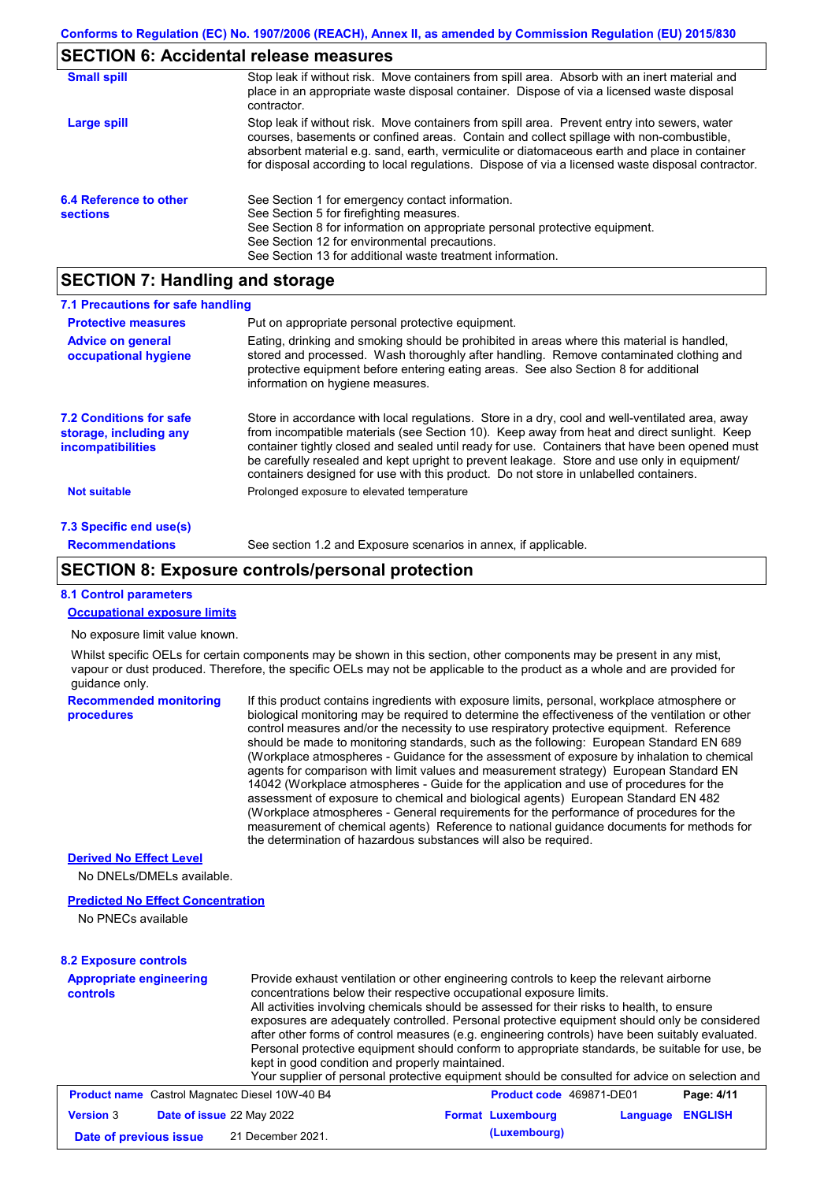## SECTION 6: Accidental release measures

**Small spill**

Stop leak if without risk. Move containers from spill area. Absorb with an inert material and place in an appropriate waste disposal container. Dispose of via a licensed waste disposal contractor.

**Large spill**

Stop leak if without risk. Move containers from spill area. Prevent entry into sewers, water courses, basements or confined areas. Contain and collect spillage with non-combustible, absorbent material e.g. sand, earth, vermiculite or diatomaceous earth and place in container for disposal according to local regulations. Dispose of via a licensed waste disposal contractor.

**6.4 Reference to other sections**

See Section 1 for emergency contact information.
See Section 5 for firefighting measures.
See Section 8 for information on appropriate personal protective equipment.
See Section 12 for environmental precautions.
See Section 13 for additional waste treatment information.

## SECTION 7: Handling and storage

### 7.1 Precautions for safe handling

**Protective measures**

Put on appropriate personal protective equipment.

**Advice on general occupational hygiene**

Eating, drinking and smoking should be prohibited in areas where this material is handled, stored and processed. Wash thoroughly after handling. Remove contaminated clothing and protective equipment before entering eating areas. See also Section 8 for additional information on hygiene measures.

**7.2 Conditions for safe storage, including any incompatibilities**

Store in accordance with local regulations. Store in a dry, cool and well-ventilated area, away from incompatible materials (see Section 10). Keep away from heat and direct sunlight. Keep container tightly closed and sealed until ready for use. Containers that have been opened must be carefully resealed and kept upright to prevent leakage. Store and use only in equipment/ containers designed for use with this product. Do not store in unlabelled containers.

**Not suitable**

Prolonged exposure to elevated temperature

### 7.3 Specific end use(s)

**Recommendations**

See section 1.2 and Exposure scenarios in annex, if applicable.

## SECTION 8: Exposure controls/personal protection

### 8.1 Control parameters

**Occupational exposure limits**

No exposure limit value known.

Whilst specific OELs for certain components may be shown in this section, other components may be present in any mist, vapour or dust produced. Therefore, the specific OELs may not be applicable to the product as a whole and are provided for guidance only.

**Recommended monitoring procedures**

If this product contains ingredients with exposure limits, personal, workplace atmosphere or biological monitoring may be required to determine the effectiveness of the ventilation or other control measures and/or the necessity to use respiratory protective equipment. Reference should be made to monitoring standards, such as the following: European Standard EN 689 (Workplace atmospheres - Guidance for the assessment of exposure by inhalation to chemical agents for comparison with limit values and measurement strategy) European Standard EN 14042 (Workplace atmospheres - Guide for the application and use of procedures for the assessment of exposure to chemical and biological agents) European Standard EN 482 (Workplace atmospheres - General requirements for the performance of procedures for the measurement of chemical agents) Reference to national guidance documents for methods for the determination of hazardous substances will also be required.

**Derived No Effect Level**

No DNELs/DMELs available.

**Predicted No Effect Concentration**

No PNECs available

### 8.2 Exposure controls

**Appropriate engineering controls**

Provide exhaust ventilation or other engineering controls to keep the relevant airborne concentrations below their respective occupational exposure limits.
All activities involving chemicals should be assessed for their risks to health, to ensure exposures are adequately controlled. Personal protective equipment should only be considered after other forms of control measures (e.g. engineering controls) have been suitably evaluated. Personal protective equipment should conform to appropriate standards, be suitable for use, be kept in good condition and properly maintained.
Your supplier of personal protective equipment should be consulted for advice on selection and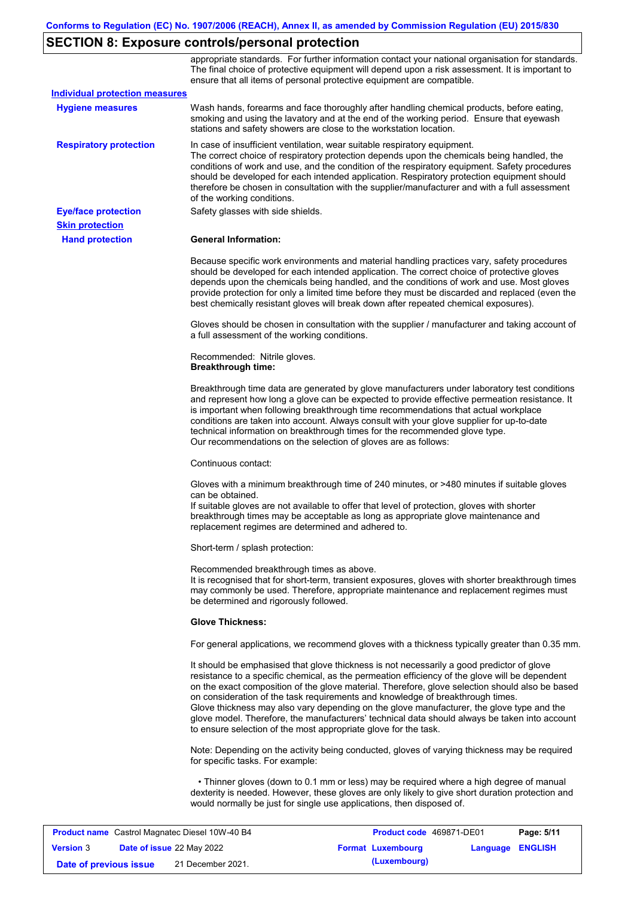## SECTION 8: Exposure controls/personal protection

appropriate standards. For further information contact your national organisation for standards. The final choice of protective equipment will depend upon a risk assessment. It is important to ensure that all items of personal protective equipment are compatible.

**Individual protection measures**

**Hygiene measures**

Wash hands, forearms and face thoroughly after handling chemical products, before eating, smoking and using the lavatory and at the end of the working period. Ensure that eyewash stations and safety showers are close to the workstation location.

**Respiratory protection**

In case of insufficient ventilation, wear suitable respiratory equipment.
The correct choice of respiratory protection depends upon the chemicals being handled, the conditions of work and use, and the condition of the respiratory equipment. Safety procedures should be developed for each intended application. Respiratory protection equipment should therefore be chosen in consultation with the supplier/manufacturer and with a full assessment of the working conditions.

**Eye/face protection**

Safety glasses with side shields.

**Skin protection**

**Hand protection**

**General Information:**

Because specific work environments and material handling practices vary, safety procedures should be developed for each intended application. The correct choice of protective gloves depends upon the chemicals being handled, and the conditions of work and use. Most gloves provide protection for only a limited time before they must be discarded and replaced (even the best chemically resistant gloves will break down after repeated chemical exposures).

Gloves should be chosen in consultation with the supplier / manufacturer and taking account of a full assessment of the working conditions.

Recommended: Nitrile gloves.
**Breakthrough time:**

Breakthrough time data are generated by glove manufacturers under laboratory test conditions and represent how long a glove can be expected to provide effective permeation resistance. It is important when following breakthrough time recommendations that actual workplace conditions are taken into account. Always consult with your glove supplier for up-to-date technical information on breakthrough times for the recommended glove type.
Our recommendations on the selection of gloves are as follows:

Continuous contact:

Gloves with a minimum breakthrough time of 240 minutes, or >480 minutes if suitable gloves can be obtained.
If suitable gloves are not available to offer that level of protection, gloves with shorter breakthrough times may be acceptable as long as appropriate glove maintenance and replacement regimes are determined and adhered to.

Short-term / splash protection:

Recommended breakthrough times as above.
It is recognised that for short-term, transient exposures, gloves with shorter breakthrough times may commonly be used. Therefore, appropriate maintenance and replacement regimes must be determined and rigorously followed.

**Glove Thickness:**

For general applications, we recommend gloves with a thickness typically greater than 0.35 mm.

It should be emphasised that glove thickness is not necessarily a good predictor of glove resistance to a specific chemical, as the permeation efficiency of the glove will be dependent on the exact composition of the glove material. Therefore, glove selection should also be based on consideration of the task requirements and knowledge of breakthrough times.
Glove thickness may also vary depending on the glove manufacturer, the glove type and the glove model. Therefore, the manufacturers' technical data should always be taken into account to ensure selection of the most appropriate glove for the task.

Note: Depending on the activity being conducted, gloves of varying thickness may be required for specific tasks. For example:

- Thinner gloves (down to 0.1 mm or less) may be required where a high degree of manual dexterity is needed. However, these gloves are only likely to give short duration protection and would normally be just for single use applications, then disposed of.

| **Product name** Castrol Magnatec Diesel 10W-40 B4 | **Product code** 469871-DE01 | **Page:** 5/11 |
|---|---|---|
| **Version** 3 **Date of issue** 22 May 2022 | **Format** Luxembourg (Luxembourg) | **Language** ENGLISH |
| **Date of previous issue** 21 December 2021. | | |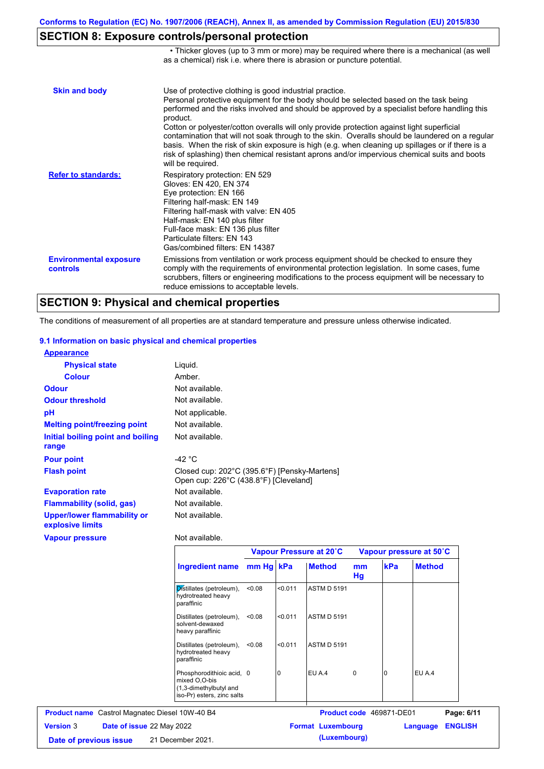## SECTION 8: Exposure controls/personal protection

• Thicker gloves (up to 3 mm or more) may be required where there is a mechanical (as well as a chemical) risk i.e. where there is abrasion or puncture potential.

**Skin and body**

Use of protective clothing is good industrial practice.
Personal protective equipment for the body should be selected based on the task being performed and the risks involved and should be approved by a specialist before handling this product.
Cotton or polyester/cotton overalls will only provide protection against light superficial contamination that will not soak through to the skin. Overalls should be laundered on a regular basis. When the risk of skin exposure is high (e.g. when cleaning up spillages or if there is a risk of splashing) then chemical resistant aprons and/or impervious chemical suits and boots will be required.

**Refer to standards:**

Respiratory protection: EN 529
Gloves: EN 420, EN 374
Eye protection: EN 166
Filtering half-mask: EN 149
Filtering half-mask with valve: EN 405
Half-mask: EN 140 plus filter
Full-face mask: EN 136 plus filter
Particulate filters: EN 143
Gas/combined filters: EN 14387

**Environmental exposure controls**

Emissions from ventilation or work process equipment should be checked to ensure they comply with the requirements of environmental protection legislation. In some cases, fume scrubbers, filters or engineering modifications to the process equipment will be necessary to reduce emissions to acceptable levels.

## SECTION 9: Physical and chemical properties

The conditions of measurement of all properties are at standard temperature and pressure unless otherwise indicated.

### 9.1 Information on basic physical and chemical properties

**Appearance**

| | |
|---|---|
| **Physical state** | Liquid. |
| **Colour** | Amber. |
| **Odour** | Not available. |
| **Odour threshold** | Not available. |
| **pH** | Not applicable. |
| **Melting point/freezing point** | Not available. |
| **Initial boiling point and boiling range** | Not available. |
| **Pour point** | -42 °C |
| **Flash point** | Closed cup: 202°C (395.6°F) [Pensky-Martens]<br>Open cup: 226°C (438.8°F) [Cleveland] |
| **Evaporation rate** | Not available. |
| **Flammability (solid, gas)** | Not available. |
| **Upper/lower flammability or explosive limits** | Not available. |
| **Vapour pressure** | Not available. |

| | Vapour Pressure at 20˚C | | | Vapour pressure at 50˚C | | |
|---|---|---|---|---|---|---|
| **Ingredient name** | **mm Hg** | **kPa** | **Method** | **mm Hg** | **kPa** | **Method** |
| Distillates (petroleum), hydrotreated heavy paraffinic | <0.08 | <0.011 | ASTM D 5191 | | | |
| Distillates (petroleum), solvent-dewaxed heavy paraffinic | <0.08 | <0.011 | ASTM D 5191 | | | |
| Distillates (petroleum), hydrotreated heavy paraffinic | <0.08 | <0.011 | ASTM D 5191 | | | |
| Phosphorodithioic acid, mixed O,O-bis (1,3-dimethylbutyl and iso-Pr) esters, zinc salts | 0 | 0 | EU A.4 | 0 | 0 | EU A.4 |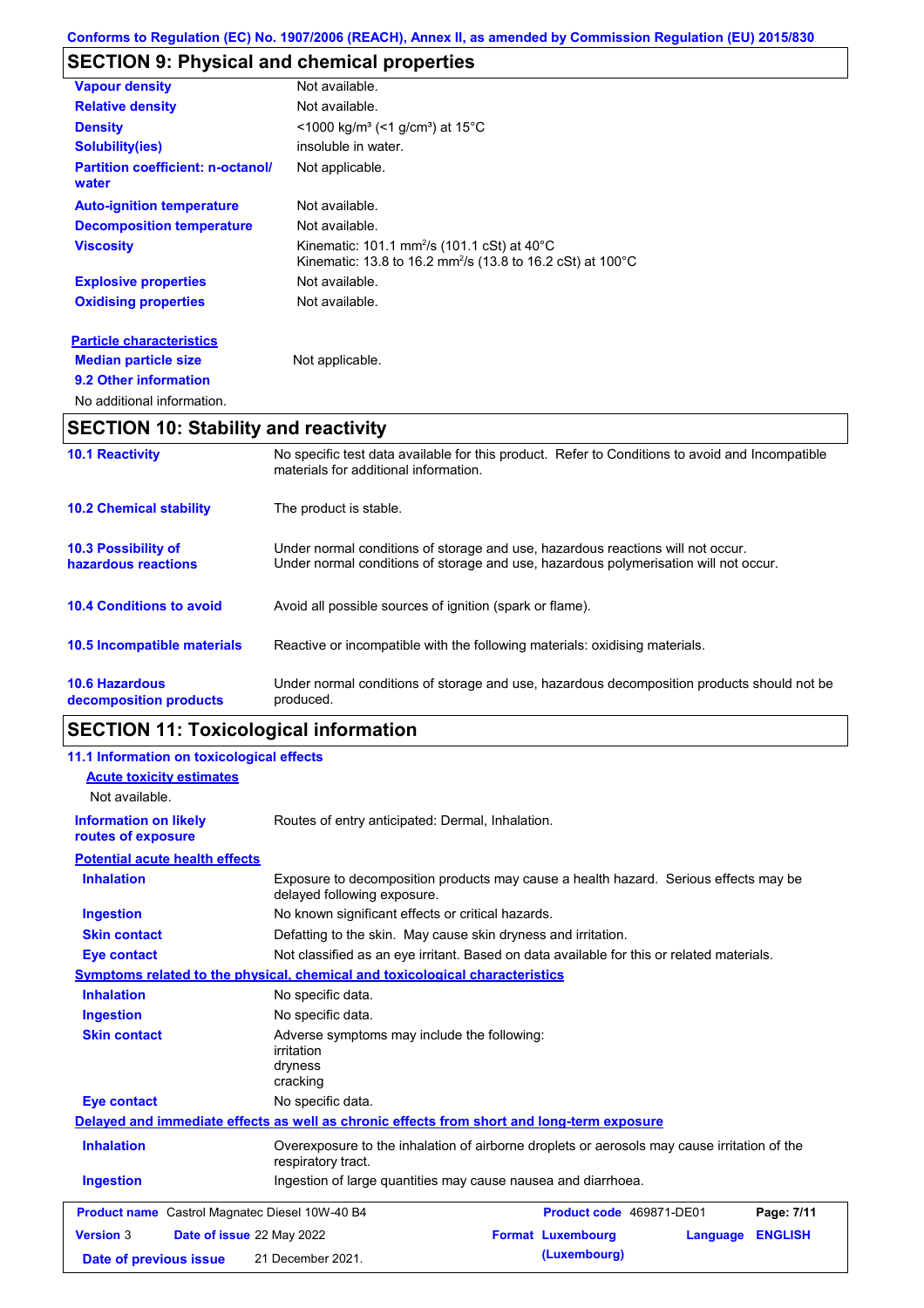## SECTION 9: Physical and chemical properties

| | |
|---|---|
| **Vapour density** | Not available. |
| **Relative density** | Not available. |
| **Density** | <1000 kg/m³ (<1 g/cm³) at 15°C |
| **Solubility(ies)** | insoluble in water. |
| **Partition coefficient: n-octanol/ water** | Not applicable. |
| **Auto-ignition temperature** | Not available. |
| **Decomposition temperature** | Not available. |
| **Viscosity** | Kinematic: 101.1 mm²/s (101.1 cSt) at 40°C<br>Kinematic: 13.8 to 16.2 mm²/s (13.8 to 16.2 cSt) at 100°C |
| **Explosive properties** | Not available. |
| **Oxidising properties** | Not available. |

**Particle characteristics**

| | |
|---|---|
| **Median particle size** | Not applicable. |

**9.2 Other information**

No additional information.

## SECTION 10: Stability and reactivity

| | |
|---|---|
| **10.1 Reactivity** | No specific test data available for this product. Refer to Conditions to avoid and Incompatible materials for additional information. |
| **10.2 Chemical stability** | The product is stable. |
| **10.3 Possibility of hazardous reactions** | Under normal conditions of storage and use, hazardous reactions will not occur.<br>Under normal conditions of storage and use, hazardous polymerisation will not occur. |
| **10.4 Conditions to avoid** | Avoid all possible sources of ignition (spark or flame). |
| **10.5 Incompatible materials** | Reactive or incompatible with the following materials: oxidising materials. |
| **10.6 Hazardous decomposition products** | Under normal conditions of storage and use, hazardous decomposition products should not be produced. |

## SECTION 11: Toxicological information

**11.1 Information on toxicological effects**

**Acute toxicity estimates**

Not available.

| | |
|---|---|
| **Information on likely routes of exposure** | Routes of entry anticipated: Dermal, Inhalation. |

**Potential acute health effects**

| | |
|---|---|
| **Inhalation** | Exposure to decomposition products may cause a health hazard. Serious effects may be delayed following exposure. |
| **Ingestion** | No known significant effects or critical hazards. |
| **Skin contact** | Defatting to the skin. May cause skin dryness and irritation. |
| **Eye contact** | Not classified as an eye irritant. Based on data available for this or related materials. |

**Symptoms related to the physical, chemical and toxicological characteristics**

| | |
|---|---|
| **Inhalation** | No specific data. |
| **Ingestion** | No specific data. |
| **Skin contact** | Adverse symptoms may include the following:<br>irritation<br>dryness<br>cracking |
| **Eye contact** | No specific data. |

**Delayed and immediate effects as well as chronic effects from short and long-term exposure**

| | |
|---|---|
| **Inhalation** | Overexposure to the inhalation of airborne droplets or aerosols may cause irritation of the respiratory tract. |
| **Ingestion** | Ingestion of large quantities may cause nausea and diarrhoea. |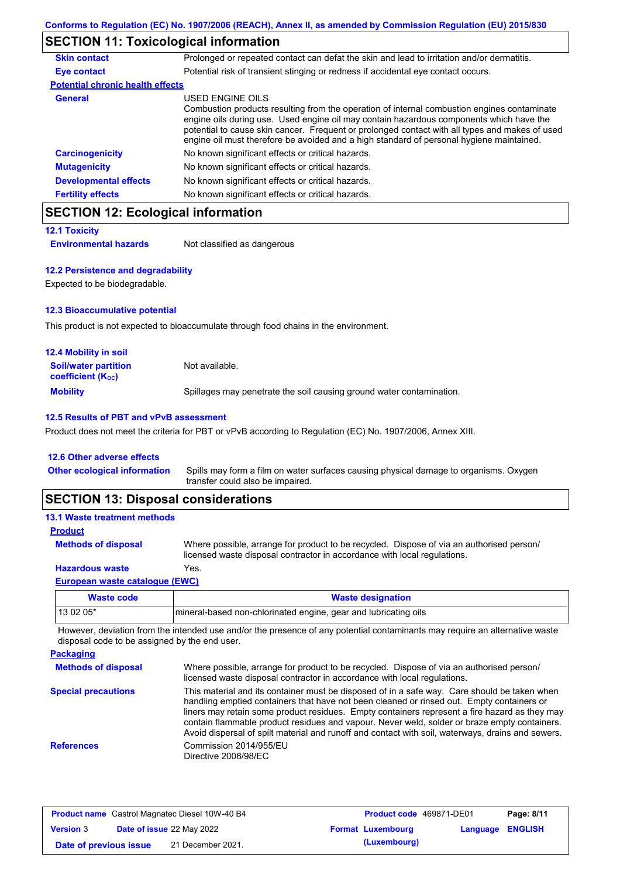## SECTION 11: Toxicological information

**Skin contact** Prolonged or repeated contact can defat the skin and lead to irritation and/or dermatitis.

**Eye contact** Potential risk of transient stinging or redness if accidental eye contact occurs.

**Potential chronic health effects**

**General** USED ENGINE OILS
Combustion products resulting from the operation of internal combustion engines contaminate engine oils during use. Used engine oil may contain hazardous components which have the potential to cause skin cancer. Frequent or prolonged contact with all types and makes of used engine oil must therefore be avoided and a high standard of personal hygiene maintained.

**Carcinogenicity** No known significant effects or critical hazards.

**Mutagenicity** No known significant effects or critical hazards.

**Developmental effects** No known significant effects or critical hazards.

**Fertility effects** No known significant effects or critical hazards.

## SECTION 12: Ecological information

### 12.1 Toxicity

**Environmental hazards** Not classified as dangerous

### 12.2 Persistence and degradability

Expected to be biodegradable.

### 12.3 Bioaccumulative potential

This product is not expected to bioaccumulate through food chains in the environment.

### 12.4 Mobility in soil

**Soil/water partition coefficient ($K_{OC}$)** Not available.

**Mobility** Spillages may penetrate the soil causing ground water contamination.

### 12.5 Results of PBT and vPvB assessment

Product does not meet the criteria for PBT or vPvB according to Regulation (EC) No. 1907/2006, Annex XIII.

### 12.6 Other adverse effects

**Other ecological information** Spills may form a film on water surfaces causing physical damage to organisms. Oxygen transfer could also be impaired.

## SECTION 13: Disposal considerations

### 13.1 Waste treatment methods

**Product**

**Methods of disposal** Where possible, arrange for product to be recycled. Dispose of via an authorised person/ licensed waste disposal contractor in accordance with local regulations.

**Hazardous waste** Yes.

**European waste catalogue (EWC)**

| Waste code | Waste designation |
|---|---|
| 13 02 05* | mineral-based non-chlorinated engine, gear and lubricating oils |

However, deviation from the intended use and/or the presence of any potential contaminants may require an alternative waste disposal code to be assigned by the end user.

**Packaging**

**Methods of disposal** Where possible, arrange for product to be recycled. Dispose of via an authorised person/ licensed waste disposal contractor in accordance with local regulations.

**Special precautions** This material and its container must be disposed of in a safe way. Care should be taken when handling emptied containers that have not been cleaned or rinsed out. Empty containers or liners may retain some product residues. Empty containers represent a fire hazard as they may contain flammable product residues and vapour. Never weld, solder or braze empty containers. Avoid dispersal of spilt material and runoff and contact with soil, waterways, drains and sewers.

**References** Commission 2014/955/EU
Directive 2008/98/EC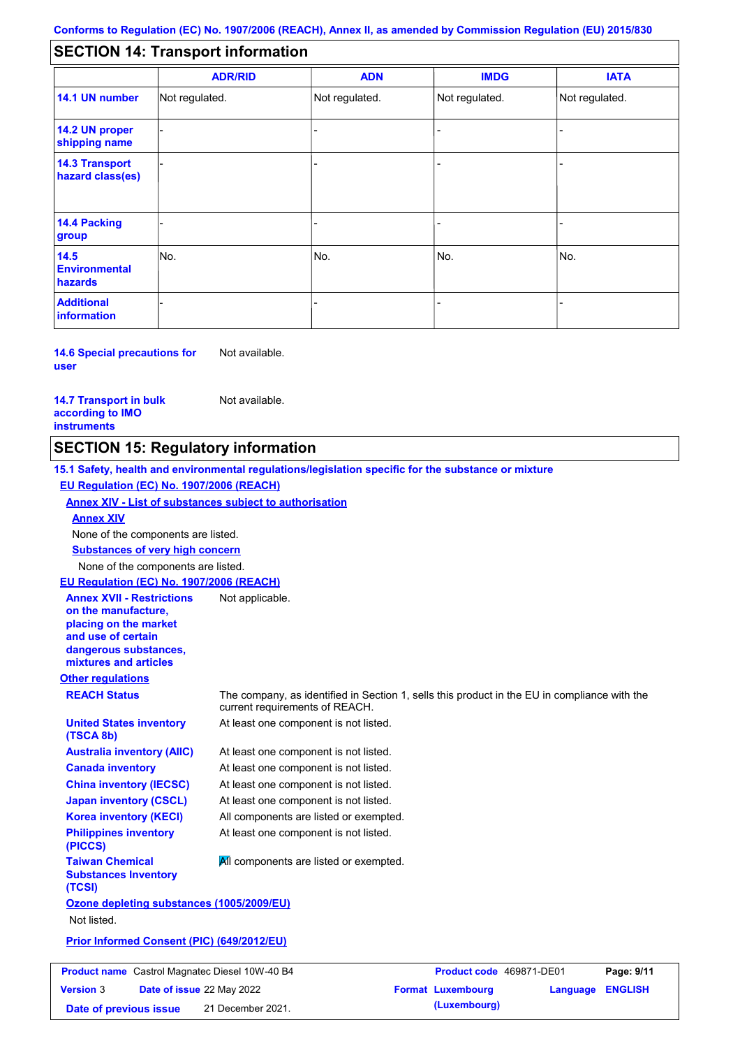Conforms to Regulation (EC) No. 1907/2006 (REACH), Annex II, as amended by Commission Regulation (EU) 2015/830

## SECTION 14: Transport information

| | ADR/RID | ADN | IMDG | IATA |
|---|---|---|---|---|
| 14.1 UN number | Not regulated. | Not regulated. | Not regulated. | Not regulated. |
| 14.2 UN proper shipping name | - | - | - | - |
| 14.3 Transport hazard class(es) | - | - | - | - |
| 14.4 Packing group | - | - | - | - |
| 14.5 Environmental hazards | No. | No. | No. | No. |
| Additional information | - | - | - | - |

**14.6 Special precautions for user** Not available.

**14.7 Transport in bulk according to IMO instruments** Not available.

## SECTION 15: Regulatory information

**15.1 Safety, health and environmental regulations/legislation specific for the substance or mixture**

**EU Regulation (EC) No. 1907/2006 (REACH)**

**Annex XIV - List of substances subject to authorisation**

**Annex XIV**

None of the components are listed.

**Substances of very high concern**

None of the components are listed.

**EU Regulation (EC) No. 1907/2006 (REACH)**

**Annex XVII - Restrictions on the manufacture, placing on the market and use of certain dangerous substances, mixtures and articles** Not applicable.

**Other regulations**

**REACH Status** The company, as identified in Section 1, sells this product in the EU in compliance with the current requirements of REACH.

**United States inventory (TSCA 8b)** At least one component is not listed.

**Australia inventory (AIIC)** At least one component is not listed.

**Canada inventory** At least one component is not listed.

**China inventory (IECSC)** At least one component is not listed.

**Japan inventory (CSCL)** At least one component is not listed.

**Korea inventory (KECI)** All components are listed or exempted.

**Philippines inventory (PICCS)** At least one component is not listed.

**Taiwan Chemical Substances Inventory (TCSI)** All components are listed or exempted.

**Ozone depleting substances (1005/2009/EU)**

Not listed.

**Prior Informed Consent (PIC) (649/2012/EU)**

| Product name | Castrol Magnatec Diesel 10W-40 B4 | Product code | 469871-DE01 |
|---|---|---|---|
| Version | 3 | Date of issue | 22 May 2022 |
| Format | Luxembourg (Luxembourg) | Language | ENGLISH |
| Date of previous issue | 21 December 2021. | | |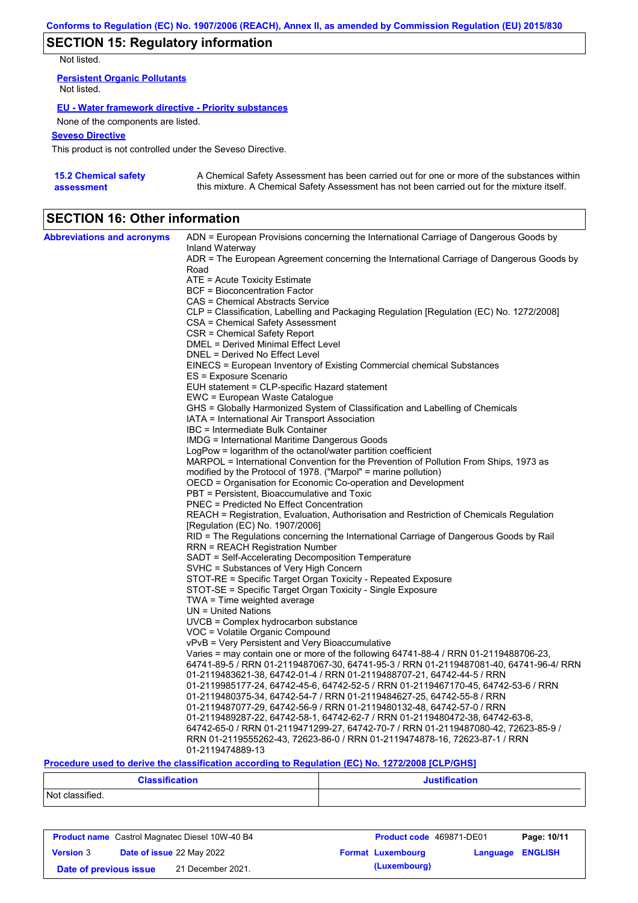## SECTION 15: Regulatory information

Not listed.

**Persistent Organic Pollutants**

Not listed.

**EU - Water framework directive - Priority substances**

None of the components are listed.

**Seveso Directive**

This product is not controlled under the Seveso Directive.

**15.2 Chemical safety assessment**

A Chemical Safety Assessment has been carried out for one or more of the substances within this mixture. A Chemical Safety Assessment has not been carried out for the mixture itself.

## SECTION 16: Other information

**Abbreviations and acronyms**

ADN = European Provisions concerning the International Carriage of Dangerous Goods by Inland Waterway
ADR = The European Agreement concerning the International Carriage of Dangerous Goods by Road
ATE = Acute Toxicity Estimate
BCF = Bioconcentration Factor
CAS = Chemical Abstracts Service
CLP = Classification, Labelling and Packaging Regulation [Regulation (EC) No. 1272/2008]
CSA = Chemical Safety Assessment
CSR = Chemical Safety Report
DMEL = Derived Minimal Effect Level
DNEL = Derived No Effect Level
EINECS = European Inventory of Existing Commercial chemical Substances
ES = Exposure Scenario
EUH statement = CLP-specific Hazard statement
EWC = European Waste Catalogue
GHS = Globally Harmonized System of Classification and Labelling of Chemicals
IATA = International Air Transport Association
IBC = Intermediate Bulk Container
IMDG = International Maritime Dangerous Goods
LogPow = logarithm of the octanol/water partition coefficient
MARPOL = International Convention for the Prevention of Pollution From Ships, 1973 as modified by the Protocol of 1978. ("Marpol" = marine pollution)
OECD = Organisation for Economic Co-operation and Development
PBT = Persistent, Bioaccumulative and Toxic
PNEC = Predicted No Effect Concentration
REACH = Registration, Evaluation, Authorisation and Restriction of Chemicals Regulation [Regulation (EC) No. 1907/2006]
RID = The Regulations concerning the International Carriage of Dangerous Goods by Rail
RRN = REACH Registration Number
SADT = Self-Accelerating Decomposition Temperature
SVHC = Substances of Very High Concern
STOT-RE = Specific Target Organ Toxicity - Repeated Exposure
STOT-SE = Specific Target Organ Toxicity - Single Exposure
TWA = Time weighted average
UN = United Nations
UVCB = Complex hydrocarbon substance
VOC = Volatile Organic Compound
vPvB = Very Persistent and Very Bioaccumulative
Varies = may contain one or more of the following 64741-88-4 / RRN 01-2119488706-23, 64741-89-5 / RRN 01-2119487067-30, 64741-95-3 / RRN 01-2119487081-40, 64741-96-4/ RRN 01-2119483621-38, 64742-01-4 / RRN 01-2119488707-21, 64742-44-5 / RRN 01-2119985177-24, 64742-45-6, 64742-52-5 / RRN 01-2119467170-45, 64742-53-6 / RRN 01-2119480375-34, 64742-54-7 / RRN 01-2119484627-25, 64742-55-8 / RRN 01-2119487077-29, 64742-56-9 / RRN 01-2119480132-48, 64742-57-0 / RRN 01-2119489287-22, 64742-58-1, 64742-62-7 / RRN 01-2119480472-38, 64742-63-8, 64742-65-0 / RRN 01-2119471299-27, 64742-70-7 / RRN 01-2119487080-42, 72623-85-9 / RRN 01-2119555262-43, 72623-86-0 / RRN 01-2119474878-16, 72623-87-1 / RRN 01-2119474889-13

**Procedure used to derive the classification according to Regulation (EC) No. 1272/2008 [CLP/GHS]**

| Classification | Justification |
| --- | --- |
| Not classified. | |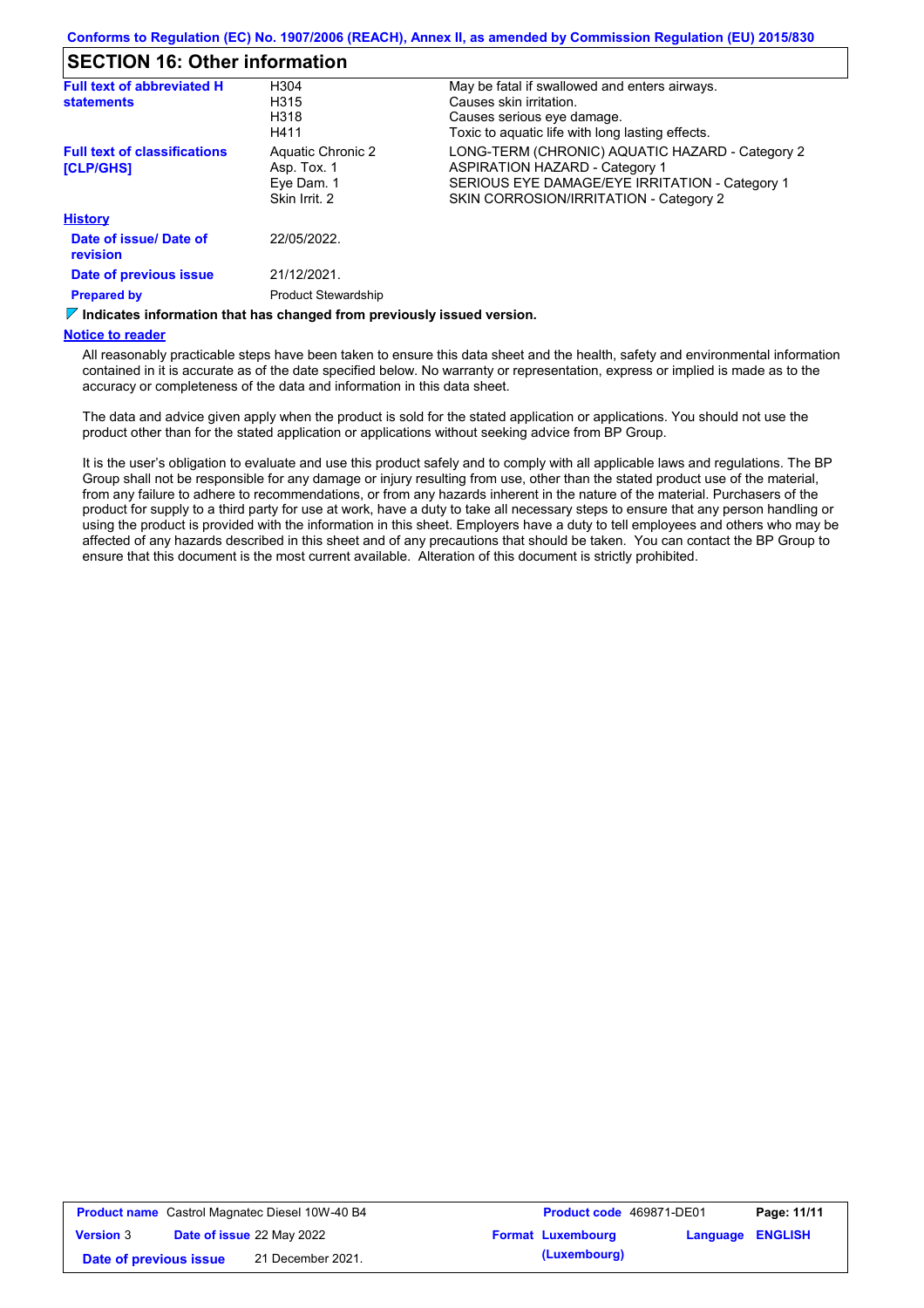## SECTION 16: Other information

| | | |
|---|---|---|
| **Full text of abbreviated H statements** | H304 | May be fatal if swallowed and enters airways. |
| | H315 | Causes skin irritation. |
| | H318 | Causes serious eye damage. |
| | H411 | Toxic to aquatic life with long lasting effects. |
| **Full text of classifications [CLP/GHS]** | Aquatic Chronic 2 | LONG-TERM (CHRONIC) AQUATIC HAZARD - Category 2 |
| | Asp. Tox. 1 | ASPIRATION HAZARD - Category 1 |
| | Eye Dam. 1 | SERIOUS EYE DAMAGE/EYE IRRITATION - Category 1 |
| | Skin Irrit. 2 | SKIN CORROSION/IRRITATION - Category 2 |

**History**

| | |
|---|---|
| **Date of issue/ Date of revision** | 22/05/2022. |
| **Date of previous issue** | 21/12/2021. |
| **Prepared by** | Product Stewardship |

**Indicates information that has changed from previously issued version.**

**Notice to reader**

All reasonably practicable steps have been taken to ensure this data sheet and the health, safety and environmental information contained in it is accurate as of the date specified below. No warranty or representation, express or implied is made as to the accuracy or completeness of the data and information in this data sheet.

The data and advice given apply when the product is sold for the stated application or applications. You should not use the product other than for the stated application or applications without seeking advice from BP Group.

It is the user's obligation to evaluate and use this product safely and to comply with all applicable laws and regulations. The BP Group shall not be responsible for any damage or injury resulting from use, other than the stated product use of the material, from any failure to adhere to recommendations, or from any hazards inherent in the nature of the material. Purchasers of the product for supply to a third party for use at work, have a duty to take all necessary steps to ensure that any person handling or using the product is provided with the information in this sheet. Employers have a duty to tell employees and others who may be affected of any hazards described in this sheet and of any precautions that should be taken. You can contact the BP Group to ensure that this document is the most current available. Alteration of this document is strictly prohibited.